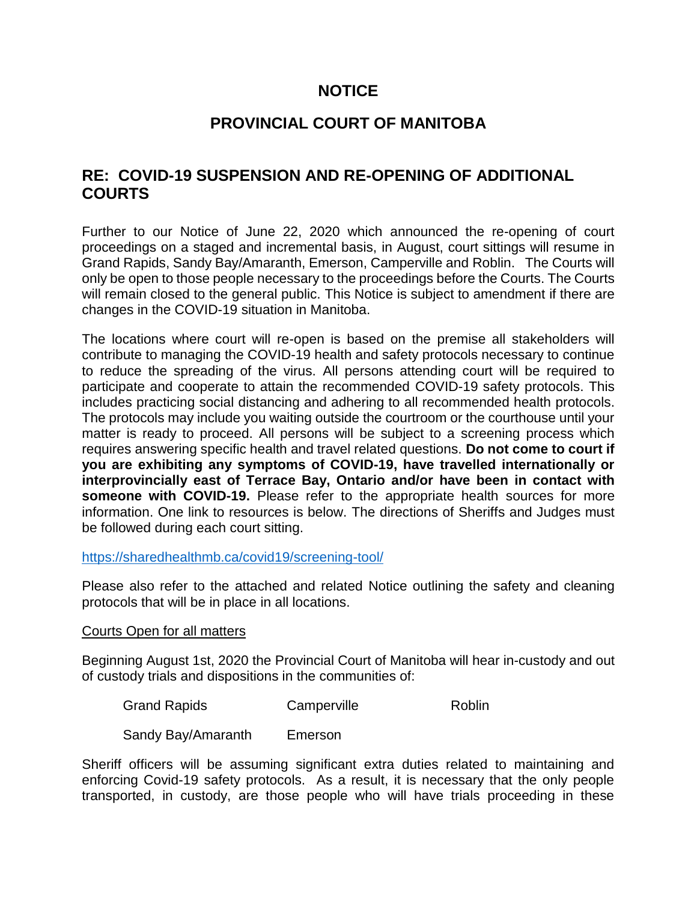# NOTICE

# PROVINCIAL COURT OF MANITOBA

## RE: COVID-19 SUSPENSION AND RE-OPENING OF ADDITIONAL COURTS

Further to our Notice of June 22, 2020 which announced the re-opening of court proceedings on a staged and incremental basis, in August, court sittings will resume in Grand Rapids, Sandy Bay/Amaranth, Emerson, Camperville and Roblin. The Courts will only be open to those people necessary to the proceedings before the Courts. The Courts will remain closed to the general public. This Notice is subject to amendment if there are changes in the COVID-19 situation in Manitoba.

The locations where court will re-open is based on the premise all stakeholders will contribute to managing the COVID-19 health and safety protocols necessary to continue to reduce the spreading of the virus. All persons attending court will be required to participate and cooperate to attain the recommended COVID-19 safety protocols. This includes practicing social distancing and adhering to all recommended health protocols. The protocols may include you waiting outside the courtroom or the courthouse until your matter is ready to proceed. All persons will be subject to a screening process which requires answering specific health and travel related questions. **Do not come to court if you are exhibiting any symptoms of COVID-19, have travelled internationally or interprovincially east of Terrace Bay, Ontario and/or have been in contact with someone with COVID-19.** Please refer to the appropriate health sources for more information. One link to resources is below. The directions of Sheriffs and Judges must be followed during each court sitting.

https://sharedhealthmb.ca/covid19/screening-tool/

Please also refer to the attached and related Notice outlining the safety and cleaning protocols that will be in place in all locations.

Courts Open for all matters

Beginning August 1st, 2020 the Provincial Court of Manitoba will hear in-custody and out of custody trials and dispositions in the communities of:

- Grand Rapids
- Camperville
- Roblin
- Sandy Bay/Amaranth
- Emerson

Sheriff officers will be assuming significant extra duties related to maintaining and enforcing Covid-19 safety protocols. As a result, it is necessary that the only people transported, in custody, are those people who will have trials proceeding in these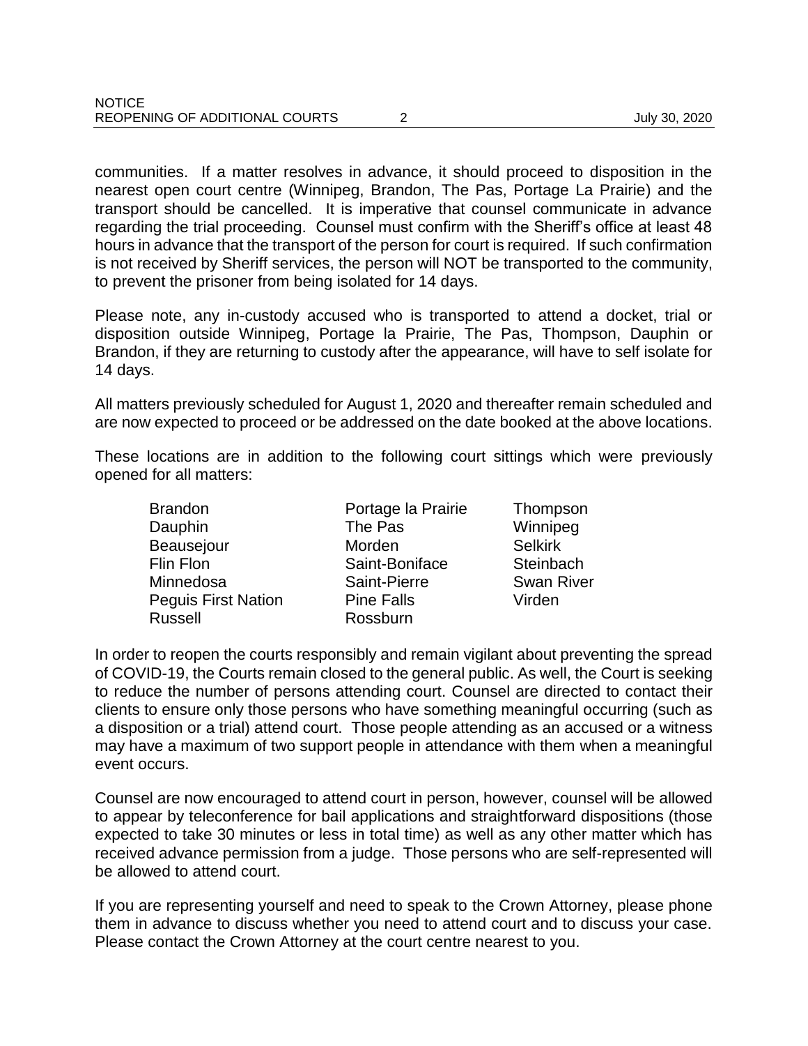communities. If a matter resolves in advance, it should proceed to disposition in the nearest open court centre (Winnipeg, Brandon, The Pas, Portage La Prairie) and the transport should be cancelled. It is imperative that counsel communicate in advance regarding the trial proceeding. Counsel must confirm with the Sheriff's office at least 48 hours in advance that the transport of the person for court is required. If such confirmation is not received by Sheriff services, the person will NOT be transported to the community, to prevent the prisoner from being isolated for 14 days.

Please note, any in-custody accused who is transported to attend a docket, trial or disposition outside Winnipeg, Portage la Prairie, The Pas, Thompson, Dauphin or Brandon, if they are returning to custody after the appearance, will have to self isolate for 14 days.

All matters previously scheduled for August 1, 2020 and thereafter remain scheduled and are now expected to proceed or be addressed on the date booked at the above locations.

These locations are in addition to the following court sittings which were previously opened for all matters:

| | | |
|---|---|---|
| Brandon | Portage la Prairie | Thompson |
| Dauphin | The Pas | Winnipeg |
| Beausejour | Morden | Selkirk |
| Flin Flon | Saint-Boniface | Steinbach |
| Minnedosa | Saint-Pierre | Swan River |
| Peguis First Nation | Pine Falls | Virden |
| Russell | Rossburn | |

In order to reopen the courts responsibly and remain vigilant about preventing the spread of COVID-19, the Courts remain closed to the general public. As well, the Court is seeking to reduce the number of persons attending court. Counsel are directed to contact their clients to ensure only those persons who have something meaningful occurring (such as a disposition or a trial) attend court. Those people attending as an accused or a witness may have a maximum of two support people in attendance with them when a meaningful event occurs.

Counsel are now encouraged to attend court in person, however, counsel will be allowed to appear by teleconference for bail applications and straightforward dispositions (those expected to take 30 minutes or less in total time) as well as any other matter which has received advance permission from a judge. Those persons who are self-represented will be allowed to attend court.

If you are representing yourself and need to speak to the Crown Attorney, please phone them in advance to discuss whether you need to attend court and to discuss your case. Please contact the Crown Attorney at the court centre nearest to you.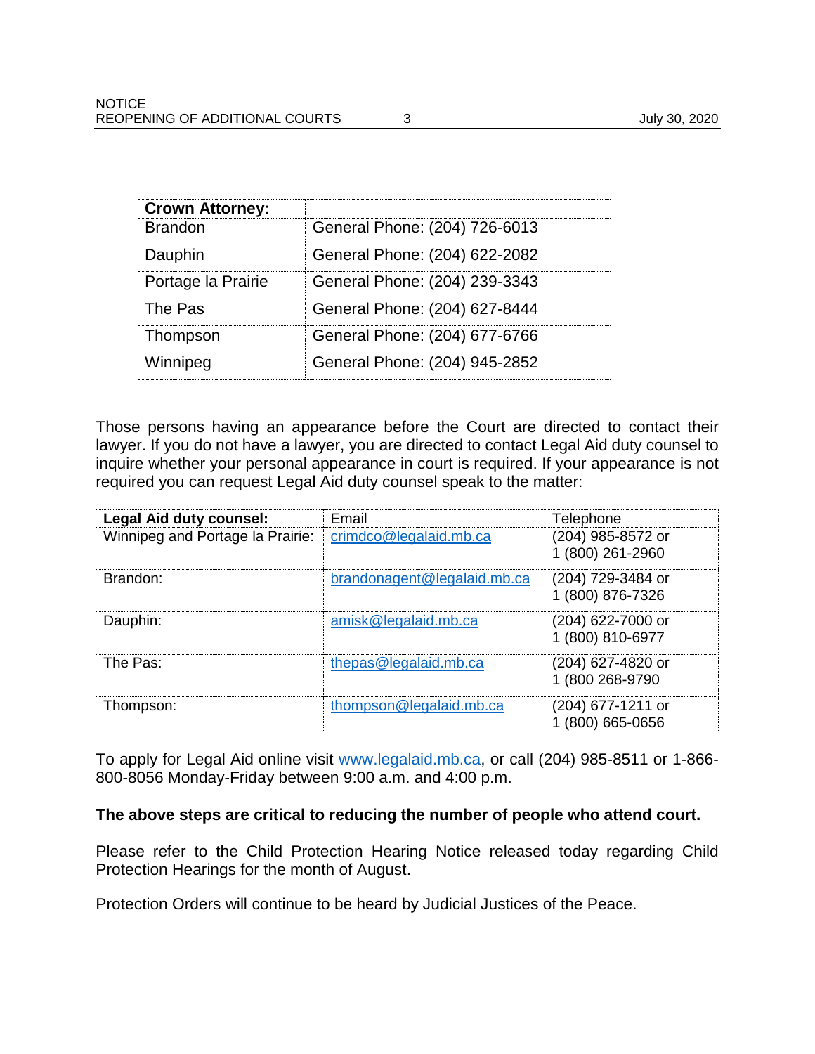| **Crown Attorney:** | |
|---|---|
| Brandon | General Phone: (204) 726-6013 |
| Dauphin | General Phone: (204) 622-2082 |
| Portage la Prairie | General Phone: (204) 239-3343 |
| The Pas | General Phone: (204) 627-8444 |
| Thompson | General Phone: (204) 677-6766 |
| Winnipeg | General Phone: (204) 945-2852 |

Those persons having an appearance before the Court are directed to contact their lawyer. If you do not have a lawyer, you are directed to contact Legal Aid duty counsel to inquire whether your personal appearance in court is required. If your appearance is not required you can request Legal Aid duty counsel speak to the matter:

| **Legal Aid duty counsel:** | Email | Telephone |
|---|---|---|
| Winnipeg and Portage la Prairie: | crimdco@legalaid.mb.ca | (204) 985-8572 or 1 (800) 261-2960 |
| Brandon: | brandonagent@legalaid.mb.ca | (204) 729-3484 or 1 (800) 876-7326 |
| Dauphin: | amisk@legalaid.mb.ca | (204) 622-7000 or 1 (800) 810-6977 |
| The Pas: | thepas@legalaid.mb.ca | (204) 627-4820 or 1 (800 268-9790 |
| Thompson: | thompson@legalaid.mb.ca | (204) 677-1211 or 1 (800) 665-0656 |

To apply for Legal Aid online visit www.legalaid.mb.ca, or call (204) 985-8511 or 1-866-800-8056 Monday-Friday between 9:00 a.m. and 4:00 p.m.

**The above steps are critical to reducing the number of people who attend court.**

Please refer to the Child Protection Hearing Notice released today regarding Child Protection Hearings for the month of August.

Protection Orders will continue to be heard by Judicial Justices of the Peace.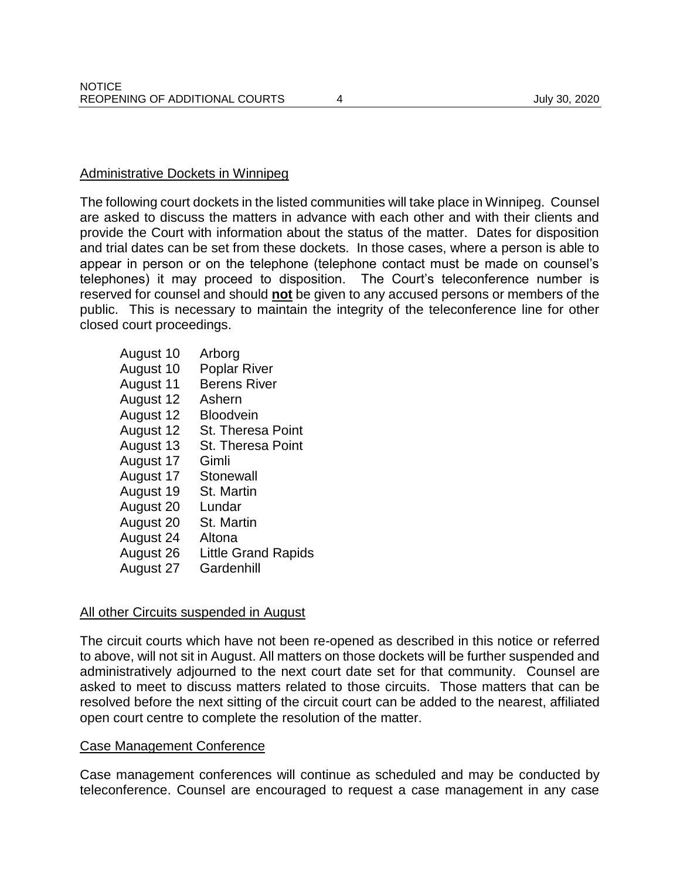## Administrative Dockets in Winnipeg

The following court dockets in the listed communities will take place in Winnipeg. Counsel are asked to discuss the matters in advance with each other and with their clients and provide the Court with information about the status of the matter. Dates for disposition and trial dates can be set from these dockets. In those cases, where a person is able to appear in person or on the telephone (telephone contact must be made on counsel's telephones) it may proceed to disposition. The Court's teleconference number is reserved for counsel and should **not** be given to any accused persons or members of the public. This is necessary to maintain the integrity of the teleconference line for other closed court proceedings.

| | |
|---|---|
| August 10 | Arborg |
| August 10 | Poplar River |
| August 11 | Berens River |
| August 12 | Ashern |
| August 12 | Bloodvein |
| August 12 | St. Theresa Point |
| August 13 | St. Theresa Point |
| August 17 | Gimli |
| August 17 | Stonewall |
| August 19 | St. Martin |
| August 20 | Lundar |
| August 20 | St. Martin |
| August 24 | Altona |
| August 26 | Little Grand Rapids |
| August 27 | Gardenhill |

## All other Circuits suspended in August

The circuit courts which have not been re-opened as described in this notice or referred to above, will not sit in August. All matters on those dockets will be further suspended and administratively adjourned to the next court date set for that community. Counsel are asked to meet to discuss matters related to those circuits. Those matters that can be resolved before the next sitting of the circuit court can be added to the nearest, affiliated open court centre to complete the resolution of the matter.

## Case Management Conference

Case management conferences will continue as scheduled and may be conducted by teleconference. Counsel are encouraged to request a case management in any case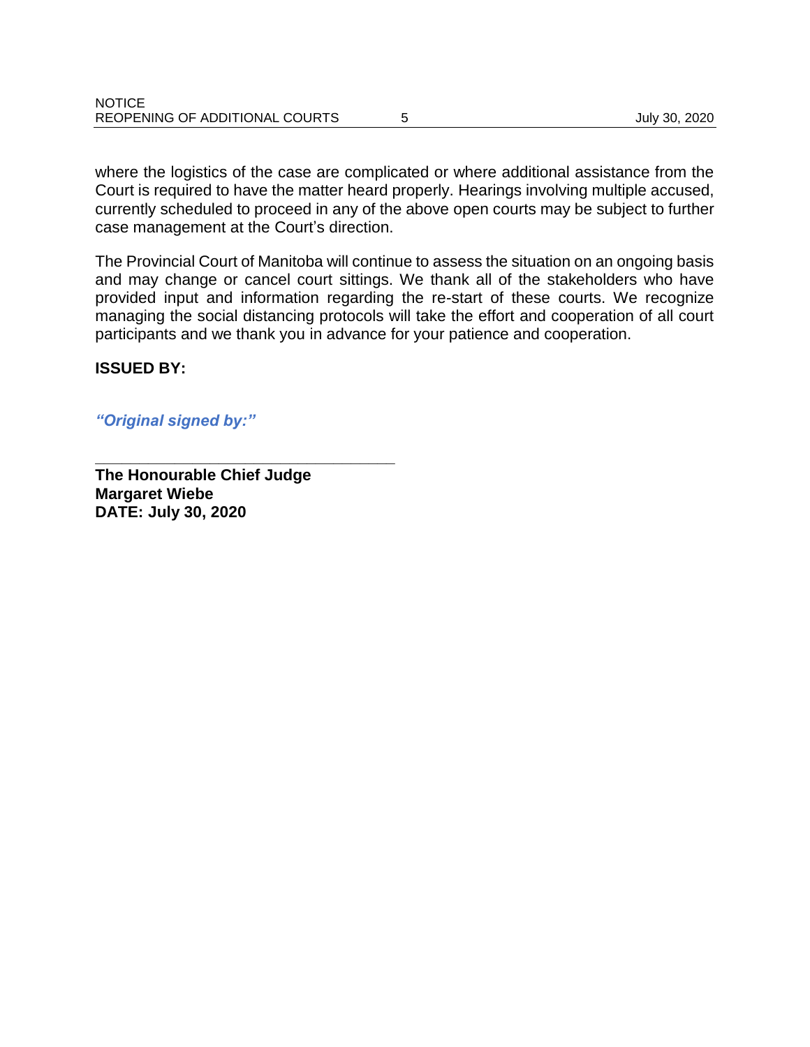where the logistics of the case are complicated or where additional assistance from the Court is required to have the matter heard properly. Hearings involving multiple accused, currently scheduled to proceed in any of the above open courts may be subject to further case management at the Court's direction.

The Provincial Court of Manitoba will continue to assess the situation on an ongoing basis and may change or cancel court sittings. We thank all of the stakeholders who have provided input and information regarding the re-start of these courts. We recognize managing the social distancing protocols will take the effort and cooperation of all court participants and we thank you in advance for your patience and cooperation.

**ISSUED BY:**

***"Original signed by:"***

\_\_\_\_\_\_\_\_\_\_\_\_\_\_\_\_\_\_\_\_\_\_\_\_\_\_\_\_\_\_\_\_\_\_\_\_

**The Honourable Chief Judge**
**Margaret Wiebe**
**DATE: July 30, 2020**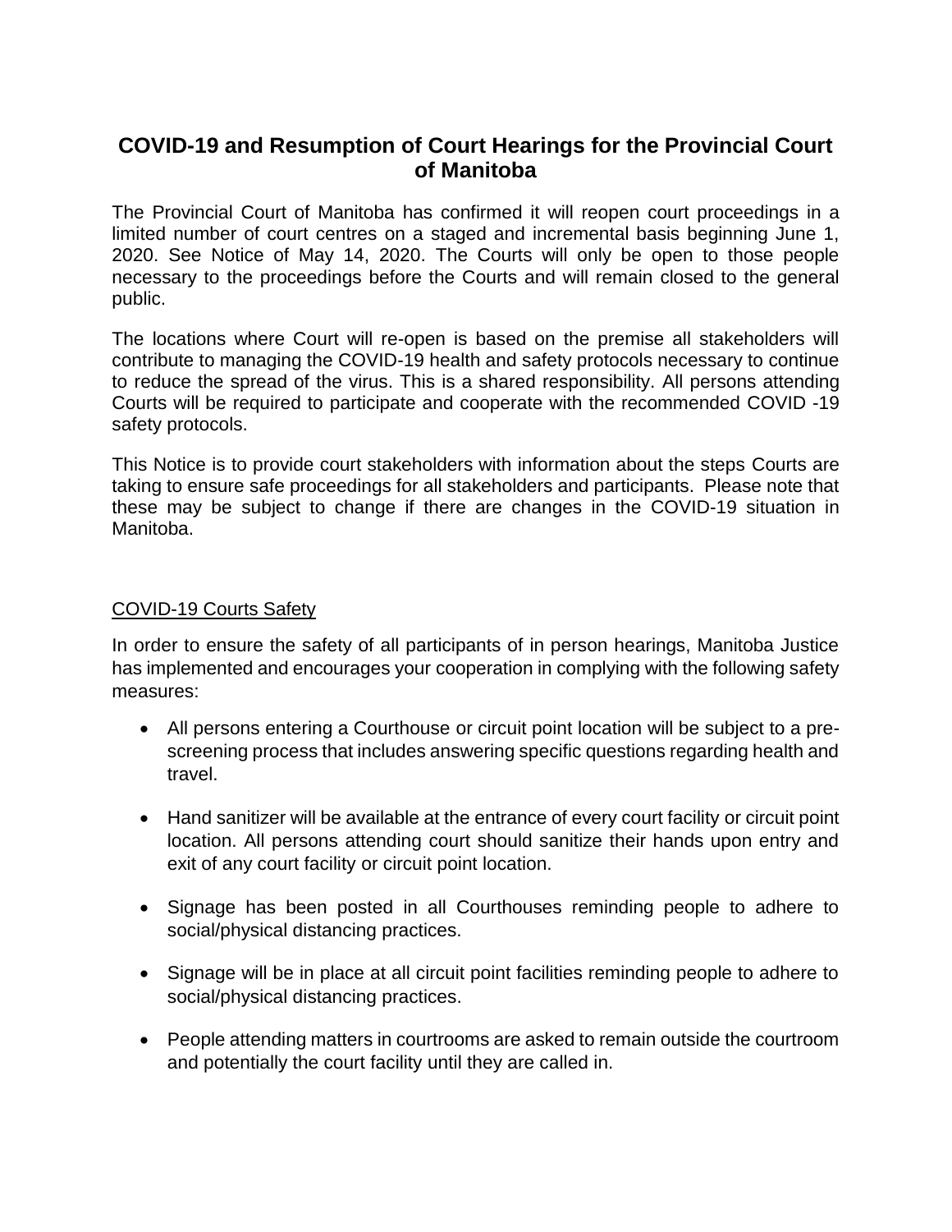## COVID-19 and Resumption of Court Hearings for the Provincial Court of Manitoba

The Provincial Court of Manitoba has confirmed it will reopen court proceedings in a limited number of court centres on a staged and incremental basis beginning June 1, 2020. See Notice of May 14, 2020. The Courts will only be open to those people necessary to the proceedings before the Courts and will remain closed to the general public.

The locations where Court will re-open is based on the premise all stakeholders will contribute to managing the COVID-19 health and safety protocols necessary to continue to reduce the spread of the virus. This is a shared responsibility. All persons attending Courts will be required to participate and cooperate with the recommended COVID -19 safety protocols.

This Notice is to provide court stakeholders with information about the steps Courts are taking to ensure safe proceedings for all stakeholders and participants. Please note that these may be subject to change if there are changes in the COVID-19 situation in Manitoba.

<u>COVID-19 Courts Safety</u>

In order to ensure the safety of all participants of in person hearings, Manitoba Justice has implemented and encourages your cooperation in complying with the following safety measures:

- All persons entering a Courthouse or circuit point location will be subject to a pre-screening process that includes answering specific questions regarding health and travel.
- Hand sanitizer will be available at the entrance of every court facility or circuit point location. All persons attending court should sanitize their hands upon entry and exit of any court facility or circuit point location.
- Signage has been posted in all Courthouses reminding people to adhere to social/physical distancing practices.
- Signage will be in place at all circuit point facilities reminding people to adhere to social/physical distancing practices.
- People attending matters in courtrooms are asked to remain outside the courtroom and potentially the court facility until they are called in.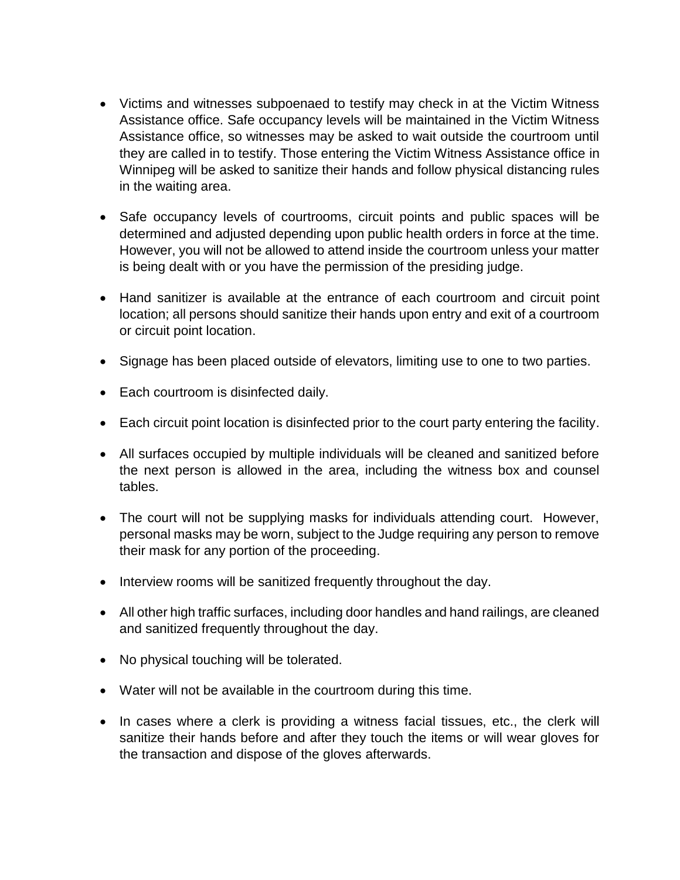- Victims and witnesses subpoenaed to testify may check in at the Victim Witness Assistance office. Safe occupancy levels will be maintained in the Victim Witness Assistance office, so witnesses may be asked to wait outside the courtroom until they are called in to testify. Those entering the Victim Witness Assistance office in Winnipeg will be asked to sanitize their hands and follow physical distancing rules in the waiting area.

- Safe occupancy levels of courtrooms, circuit points and public spaces will be determined and adjusted depending upon public health orders in force at the time. However, you will not be allowed to attend inside the courtroom unless your matter is being dealt with or you have the permission of the presiding judge.

- Hand sanitizer is available at the entrance of each courtroom and circuit point location; all persons should sanitize their hands upon entry and exit of a courtroom or circuit point location.

- Signage has been placed outside of elevators, limiting use to one to two parties.

- Each courtroom is disinfected daily.

- Each circuit point location is disinfected prior to the court party entering the facility.

- All surfaces occupied by multiple individuals will be cleaned and sanitized before the next person is allowed in the area, including the witness box and counsel tables.

- The court will not be supplying masks for individuals attending court. However, personal masks may be worn, subject to the Judge requiring any person to remove their mask for any portion of the proceeding.

- Interview rooms will be sanitized frequently throughout the day.

- All other high traffic surfaces, including door handles and hand railings, are cleaned and sanitized frequently throughout the day.

- No physical touching will be tolerated.

- Water will not be available in the courtroom during this time.

- In cases where a clerk is providing a witness facial tissues, etc., the clerk will sanitize their hands before and after they touch the items or will wear gloves for the transaction and dispose of the gloves afterwards.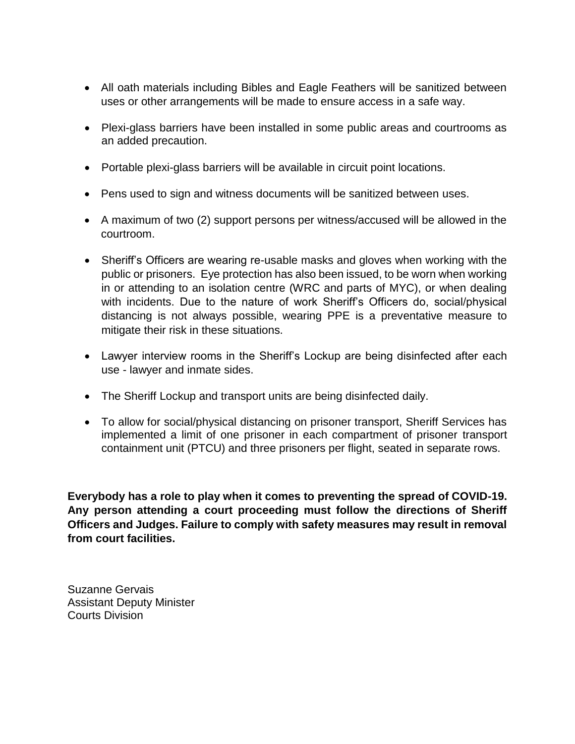- All oath materials including Bibles and Eagle Feathers will be sanitized between uses or other arrangements will be made to ensure access in a safe way.

- Plexi-glass barriers have been installed in some public areas and courtrooms as an added precaution.

- Portable plexi-glass barriers will be available in circuit point locations.

- Pens used to sign and witness documents will be sanitized between uses.

- A maximum of two (2) support persons per witness/accused will be allowed in the courtroom.

- Sheriff's Officers are wearing re-usable masks and gloves when working with the public or prisoners. Eye protection has also been issued, to be worn when working in or attending to an isolation centre (WRC and parts of MYC), or when dealing with incidents. Due to the nature of work Sheriff's Officers do, social/physical distancing is not always possible, wearing PPE is a preventative measure to mitigate their risk in these situations.

- Lawyer interview rooms in the Sheriff's Lockup are being disinfected after each use - lawyer and inmate sides.

- The Sheriff Lockup and transport units are being disinfected daily.

- To allow for social/physical distancing on prisoner transport, Sheriff Services has implemented a limit of one prisoner in each compartment of prisoner transport containment unit (PTCU) and three prisoners per flight, seated in separate rows.

**Everybody has a role to play when it comes to preventing the spread of COVID-19. Any person attending a court proceeding must follow the directions of Sheriff Officers and Judges. Failure to comply with safety measures may result in removal from court facilities.**

Suzanne Gervais
Assistant Deputy Minister
Courts Division